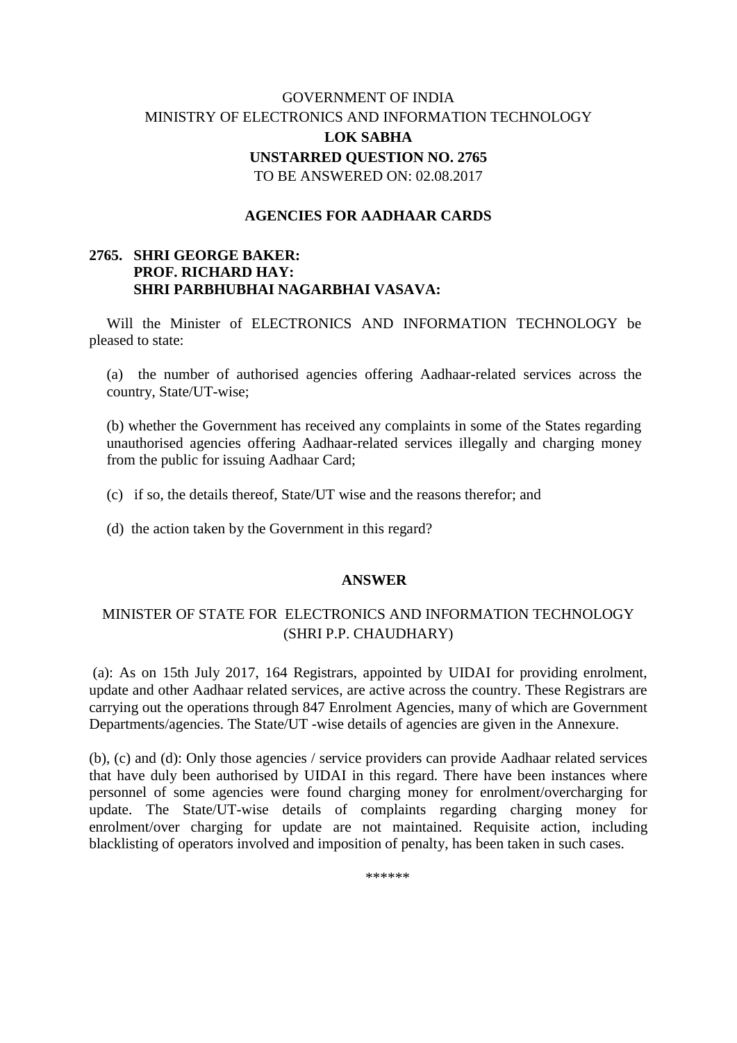GOVERNMENT OF INDIA
MINISTRY OF ELECTRONICS AND INFORMATION TECHNOLOGY
**LOK SABHA**
**UNSTARRED QUESTION NO. 2765**
TO BE ANSWERED ON: 02.08.2017

**AGENCIES FOR AADHAAR CARDS**

**2765. SHRI GEORGE BAKER:**
**PROF. RICHARD HAY:**
**SHRI PARBHUBHAI NAGARBHAI VASAVA:**

Will the Minister of ELECTRONICS AND INFORMATION TECHNOLOGY be pleased to state:

(a) the number of authorised agencies offering Aadhaar-related services across the country, State/UT-wise;

(b) whether the Government has received any complaints in some of the States regarding unauthorised agencies offering Aadhaar-related services illegally and charging money from the public for issuing Aadhaar Card;

(c) if so, the details thereof, State/UT wise and the reasons therefor; and

(d) the action taken by the Government in this regard?

**ANSWER**

MINISTER OF STATE FOR ELECTRONICS AND INFORMATION TECHNOLOGY
(SHRI P.P. CHAUDHARY)

(a): As on 15th July 2017, 164 Registrars, appointed by UIDAI for providing enrolment, update and other Aadhaar related services, are active across the country. These Registrars are carrying out the operations through 847 Enrolment Agencies, many of which are Government Departments/agencies. The State/UT -wise details of agencies are given in the Annexure.

(b), (c) and (d): Only those agencies / service providers can provide Aadhaar related services that have duly been authorised by UIDAI in this regard. There have been instances where personnel of some agencies were found charging money for enrolment/overcharging for update. The State/UT-wise details of complaints regarding charging money for enrolment/over charging for update are not maintained. Requisite action, including blacklisting of operators involved and imposition of penalty, has been taken in such cases.

******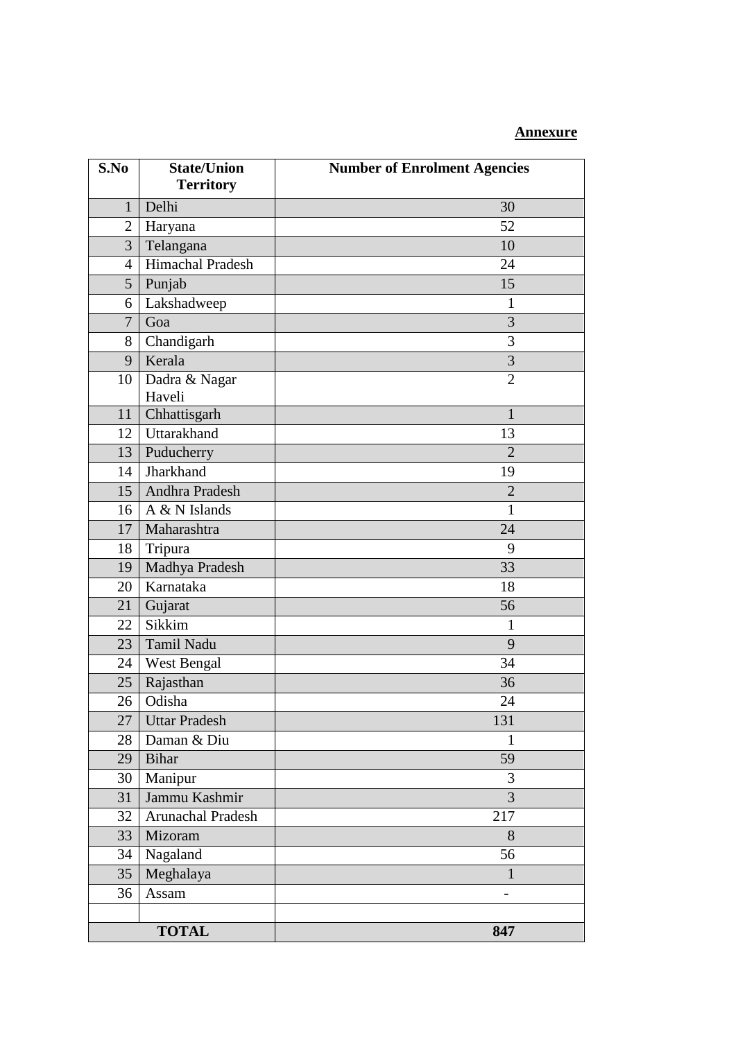**Annexure**

| S.No | State/Union Territory | Number of Enrolment Agencies |
|---|---|---|
| 1 | Delhi | 30 |
| 2 | Haryana | 52 |
| 3 | Telangana | 10 |
| 4 | Himachal Pradesh | 24 |
| 5 | Punjab | 15 |
| 6 | Lakshadweep | 1 |
| 7 | Goa | 3 |
| 8 | Chandigarh | 3 |
| 9 | Kerala | 3 |
| 10 | Dadra & Nagar Haveli | 2 |
| 11 | Chhattisgarh | 1 |
| 12 | Uttarakhand | 13 |
| 13 | Puducherry | 2 |
| 14 | Jharkhand | 19 |
| 15 | Andhra Pradesh | 2 |
| 16 | A & N Islands | 1 |
| 17 | Maharashtra | 24 |
| 18 | Tripura | 9 |
| 19 | Madhya Pradesh | 33 |
| 20 | Karnataka | 18 |
| 21 | Gujarat | 56 |
| 22 | Sikkim | 1 |
| 23 | Tamil Nadu | 9 |
| 24 | West Bengal | 34 |
| 25 | Rajasthan | 36 |
| 26 | Odisha | 24 |
| 27 | Uttar Pradesh | 131 |
| 28 | Daman & Diu | 1 |
| 29 | Bihar | 59 |
| 30 | Manipur | 3 |
| 31 | Jammu Kashmir | 3 |
| 32 | Arunachal Pradesh | 217 |
| 33 | Mizoram | 8 |
| 34 | Nagaland | 56 |
| 35 | Meghalaya | 1 |
| 36 | Assam | - |
| | | |
| **TOTAL** | | **847** |